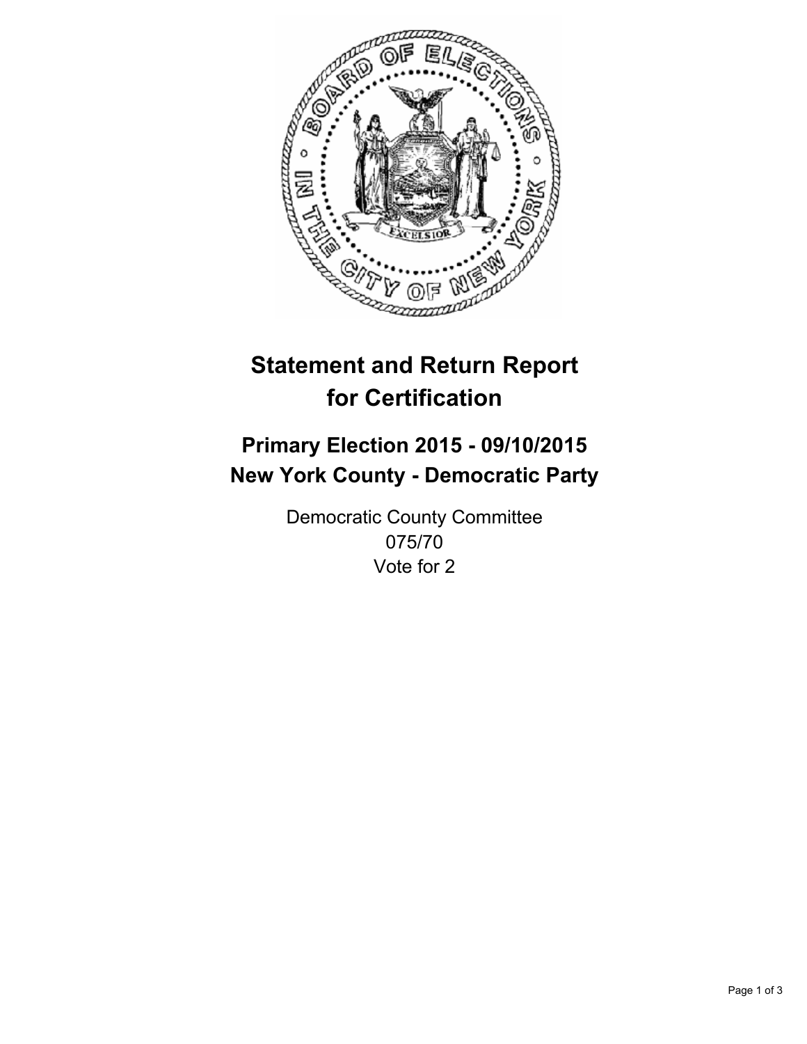# Statement and Return Report for Certification

## Primary Election 2015 - 09/10/2015
## New York County - Democratic Party

Democratic County Committee
075/70
Vote for 2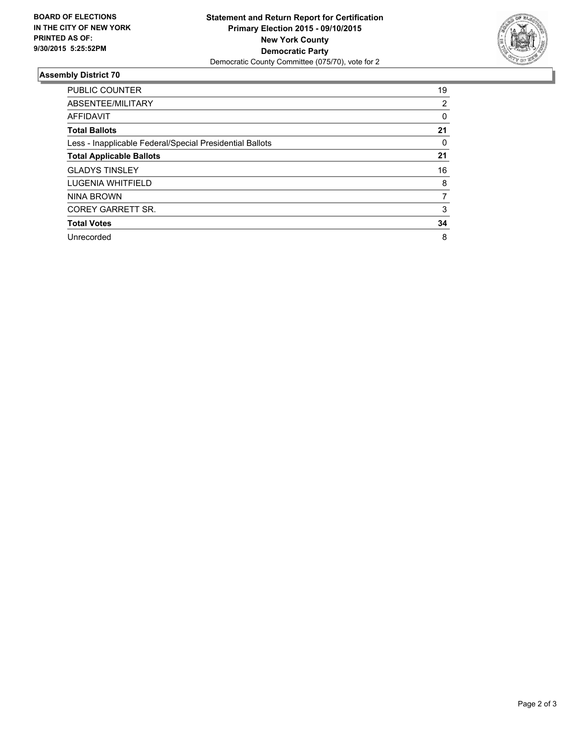**BOARD OF ELECTIONS IN THE CITY OF NEW YORK PRINTED AS OF: 9/30/2015 5:25:52PM**

**Statement and Return Report for Certification**
**Primary Election 2015 - 09/10/2015**
**New York County**
**Democratic Party**
Democratic County Committee (075/70), vote for 2

## Assembly District 70

| | |
|---|---|
| PUBLIC COUNTER | 19 |
| ABSENTEE/MILITARY | 2 |
| AFFIDAVIT | 0 |
| **Total Ballots** | **21** |
| Less - Inapplicable Federal/Special Presidential Ballots | 0 |
| **Total Applicable Ballots** | **21** |
| GLADYS TINSLEY | 16 |
| LUGENIA WHITFIELD | 8 |
| NINA BROWN | 7 |
| COREY GARRETT SR. | 3 |
| **Total Votes** | **34** |
| Unrecorded | 8 |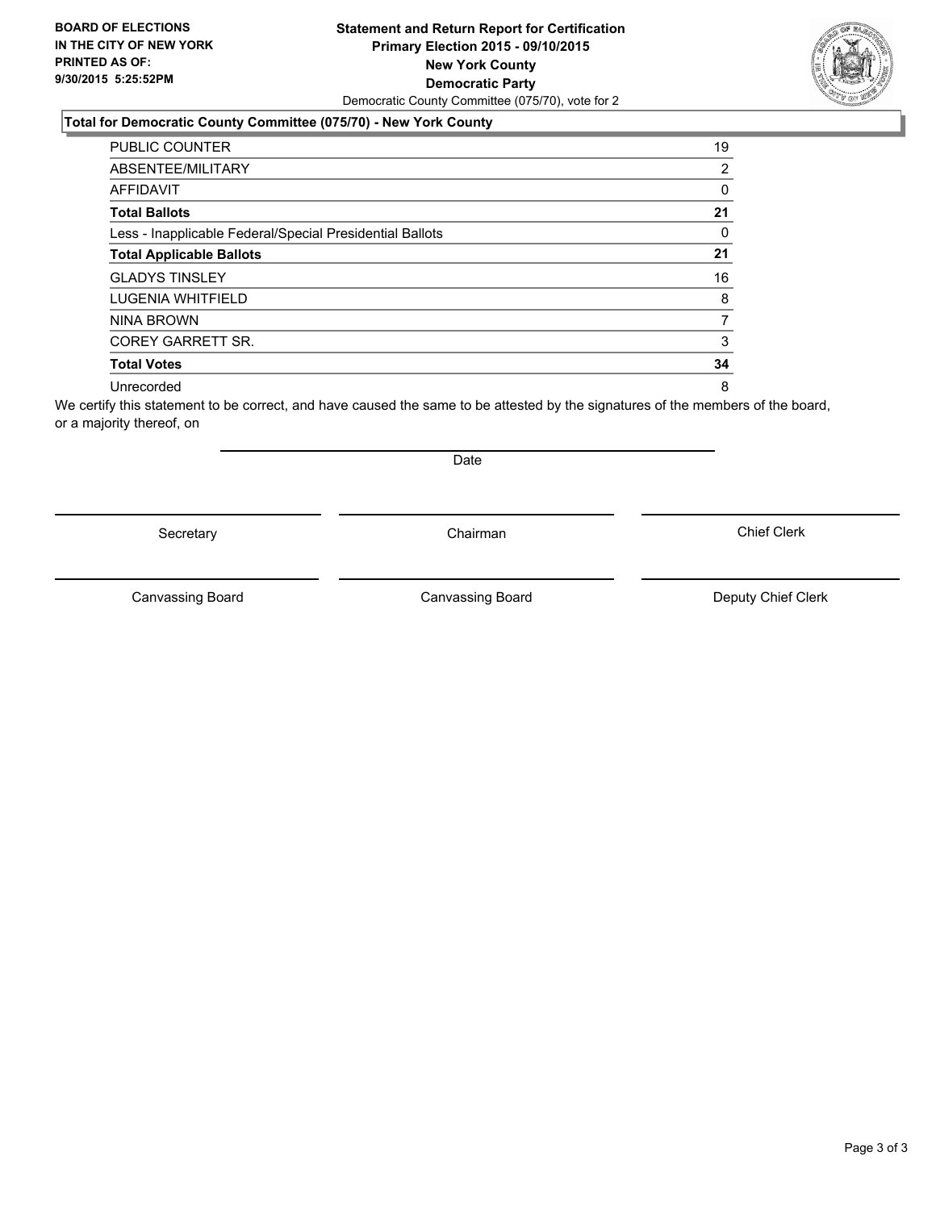**BOARD OF ELECTIONS**
**IN THE CITY OF NEW YORK**
**PRINTED AS OF:**
**9/30/2015 5:25:52PM**

**Statement and Return Report for Certification**
**Primary Election 2015 - 09/10/2015**
**New York County**
**Democratic Party**
Democratic County Committee (075/70), vote for 2

### Total for Democratic County Committee (075/70) - New York County

| | |
|---|---|
| PUBLIC COUNTER | 19 |
| ABSENTEE/MILITARY | 2 |
| AFFIDAVIT | 0 |
| **Total Ballots** | **21** |
| Less - Inapplicable Federal/Special Presidential Ballots | 0 |
| **Total Applicable Ballots** | **21** |
| GLADYS TINSLEY | 16 |
| LUGENIA WHITFIELD | 8 |
| NINA BROWN | 7 |
| COREY GARRETT SR. | 3 |
| **Total Votes** | **34** |
| Unrecorded | 8 |

We certify this statement to be correct, and have caused the same to be attested by the signatures of the members of the board, or a majority thereof, on

Date

Secretary    Chairman    Chief Clerk

Canvassing Board    Canvassing Board    Deputy Chief Clerk